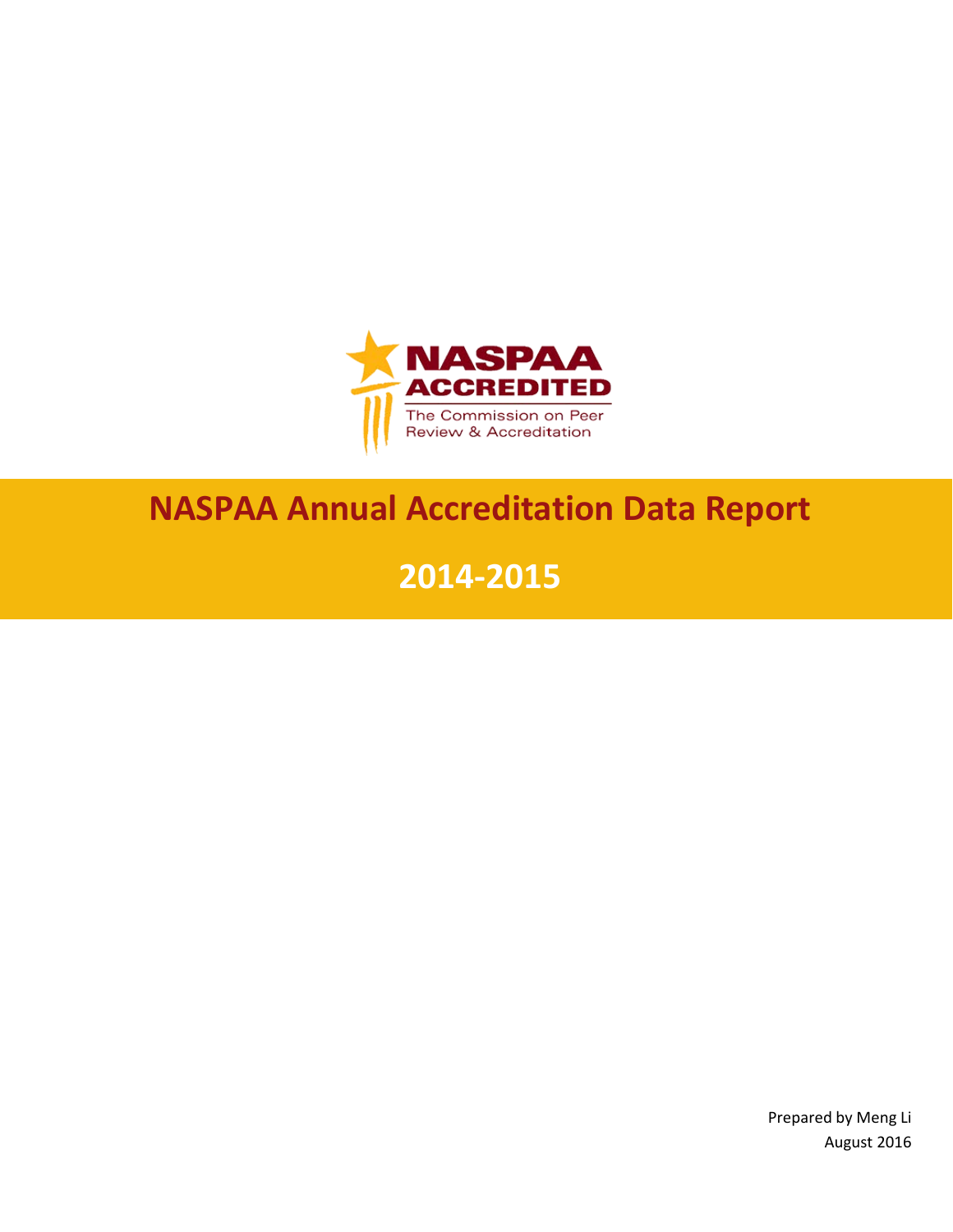NASPAA ACCREDITED

The Commission on Peer Review & Accreditation

# NASPAA Annual Accreditation Data Report

# 2014-2015

Prepared by Meng Li

August 2016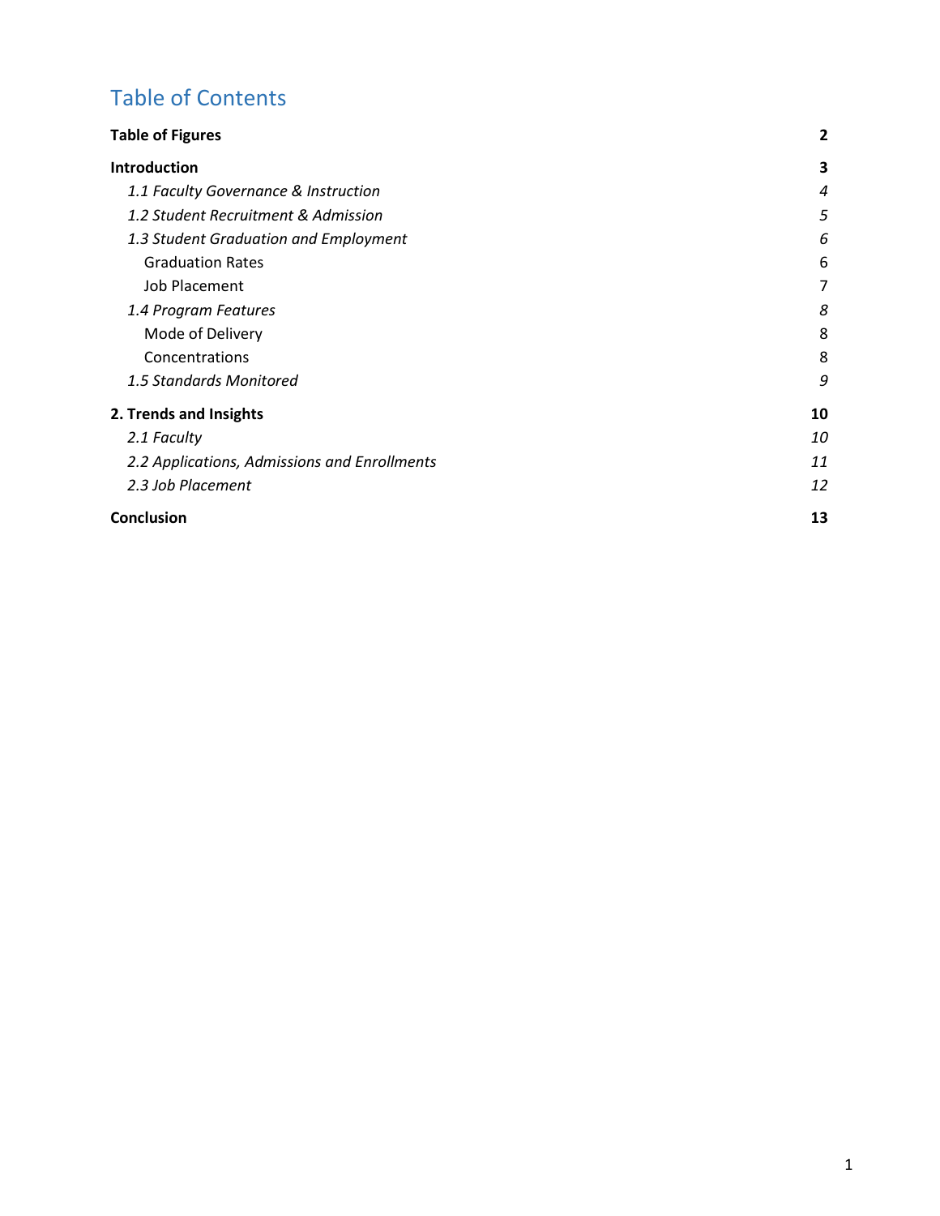# Table of Contents

| | |
|---|---|
| **Table of Figures** | **2** |
| **Introduction** | **3** |
| *1.1 Faculty Governance & Instruction* | *4* |
| *1.2 Student Recruitment & Admission* | *5* |
| *1.3 Student Graduation and Employment* | *6* |
| Graduation Rates | 6 |
| Job Placement | 7 |
| *1.4 Program Features* | *8* |
| Mode of Delivery | 8 |
| Concentrations | 8 |
| *1.5 Standards Monitored* | *9* |
| **2. Trends and Insights** | **10** |
| *2.1 Faculty* | *10* |
| *2.2 Applications, Admissions and Enrollments* | *11* |
| *2.3 Job Placement* | *12* |
| **Conclusion** | **13** |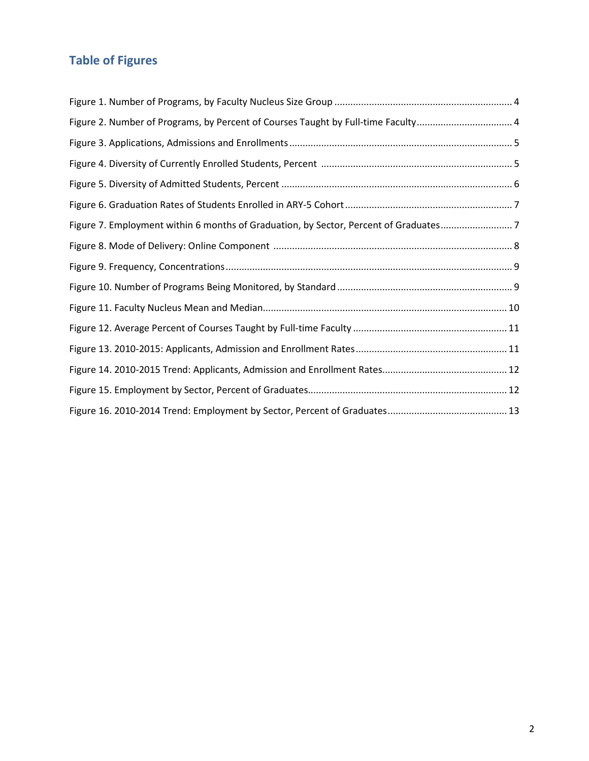## Table of Figures

Figure 1. Number of Programs, by Faculty Nucleus Size Group .................................................................. 4

Figure 2. Number of Programs, by Percent of Courses Taught by Full-time Faculty.................................... 4

Figure 3. Applications, Admissions and Enrollments ................................................................................... 5

Figure 4. Diversity of Currently Enrolled Students, Percent ....................................................................... 5

Figure 5. Diversity of Admitted Students, Percent ...................................................................................... 6

Figure 6. Graduation Rates of Students Enrolled in ARY-5 Cohort .............................................................. 7

Figure 7. Employment within 6 months of Graduation, by Sector, Percent of Graduates........................... 7

Figure 8. Mode of Delivery: Online Component ......................................................................................... 8

Figure 9. Frequency, Concentrations ........................................................................................................... 9

Figure 10. Number of Programs Being Monitored, by Standard ................................................................. 9

Figure 11. Faculty Nucleus Mean and Median........................................................................................... 10

Figure 12. Average Percent of Courses Taught by Full-time Faculty ......................................................... 11

Figure 13. 2010-2015: Applicants, Admission and Enrollment Rates ........................................................ 11

Figure 14. 2010-2015 Trend: Applicants, Admission and Enrollment Rates.............................................. 12

Figure 15. Employment by Sector, Percent of Graduates.......................................................................... 12

Figure 16. 2010-2014 Trend: Employment by Sector, Percent of Graduates ............................................ 13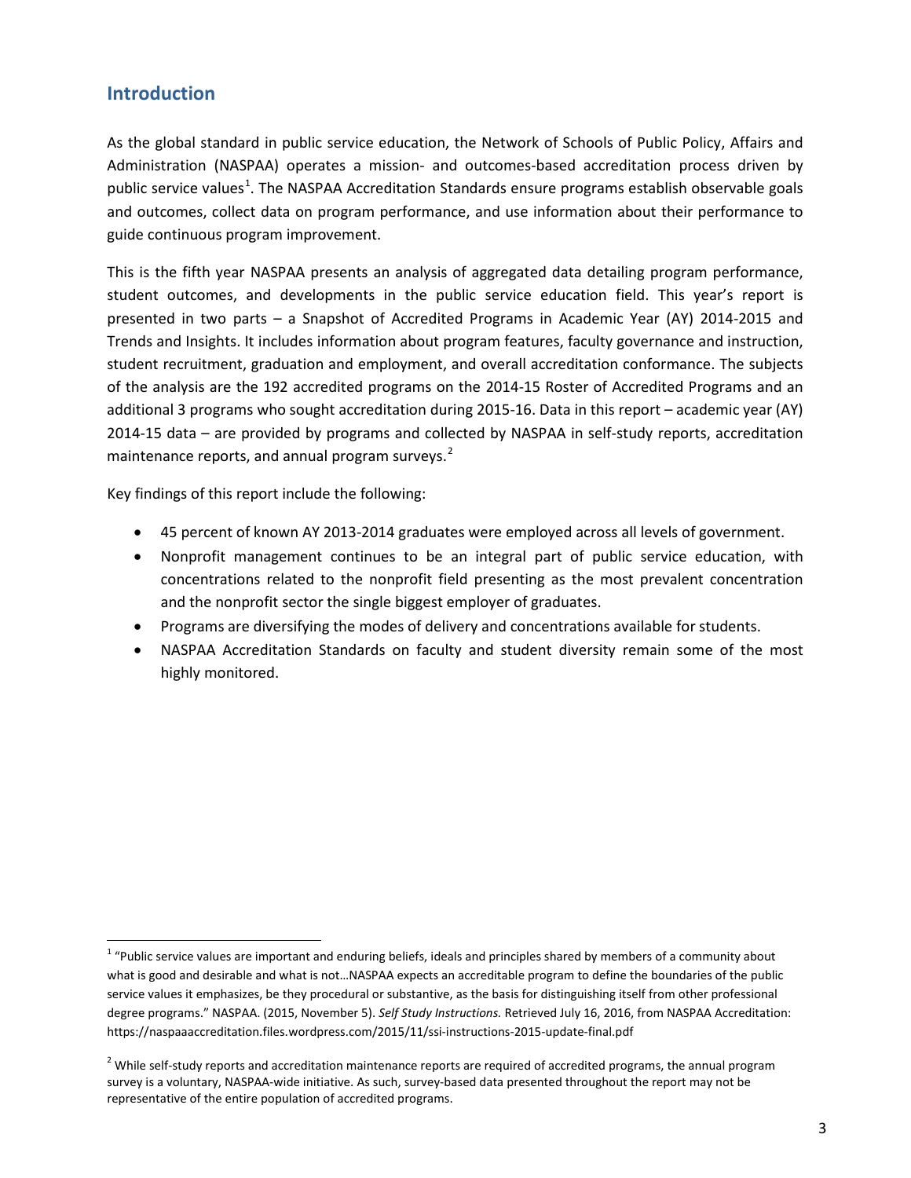## Introduction

As the global standard in public service education, the Network of Schools of Public Policy, Affairs and Administration (NASPAA) operates a mission- and outcomes-based accreditation process driven by public service values[1]. The NASPAA Accreditation Standards ensure programs establish observable goals and outcomes, collect data on program performance, and use information about their performance to guide continuous program improvement.

This is the fifth year NASPAA presents an analysis of aggregated data detailing program performance, student outcomes, and developments in the public service education field. This year's report is presented in two parts – a Snapshot of Accredited Programs in Academic Year (AY) 2014-2015 and Trends and Insights. It includes information about program features, faculty governance and instruction, student recruitment, graduation and employment, and overall accreditation conformance. The subjects of the analysis are the 192 accredited programs on the 2014-15 Roster of Accredited Programs and an additional 3 programs who sought accreditation during 2015-16. Data in this report – academic year (AY) 2014-15 data – are provided by programs and collected by NASPAA in self-study reports, accreditation maintenance reports, and annual program surveys.[2]

Key findings of this report include the following:

- 45 percent of known AY 2013-2014 graduates were employed across all levels of government.
- Nonprofit management continues to be an integral part of public service education, with concentrations related to the nonprofit field presenting as the most prevalent concentration and the nonprofit sector the single biggest employer of graduates.
- Programs are diversifying the modes of delivery and concentrations available for students.
- NASPAA Accreditation Standards on faculty and student diversity remain some of the most highly monitored.

---

[1] "Public service values are important and enduring beliefs, ideals and principles shared by members of a community about what is good and desirable and what is not…NASPAA expects an accreditable program to define the boundaries of the public service values it emphasizes, be they procedural or substantive, as the basis for distinguishing itself from other professional degree programs." NASPAA. (2015, November 5). *Self Study Instructions.* Retrieved July 16, 2016, from NASPAA Accreditation: https://naspaaaccreditation.files.wordpress.com/2015/11/ssi-instructions-2015-update-final.pdf

[2] While self-study reports and accreditation maintenance reports are required of accredited programs, the annual program survey is a voluntary, NASPAA-wide initiative. As such, survey-based data presented throughout the report may not be representative of the entire population of accredited programs.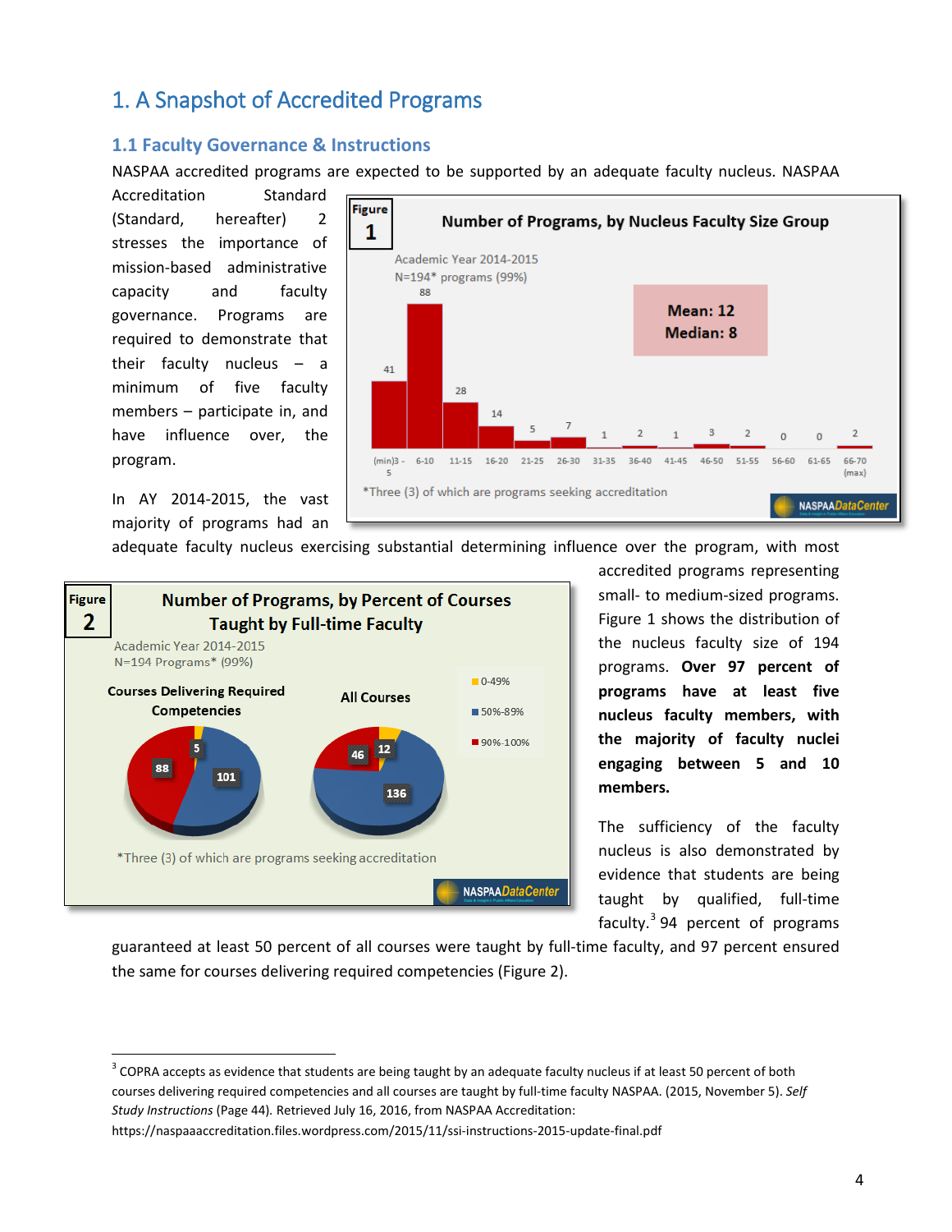## 1. A Snapshot of Accredited Programs

### 1.1 Faculty Governance & Instructions

NASPAA accredited programs are expected to be supported by an adequate faculty nucleus. NASPAA Accreditation Standard (Standard, hereafter) 2 stresses the importance of mission-based administrative capacity and faculty governance. Programs are required to demonstrate that their faculty nucleus – a minimum of five faculty members – participate in, and have influence over, the program.

**Figure 1** Number of Programs, by Nucleus Faculty Size Group

Academic Year 2014-2015
N=194* programs (99%)

| Nucleus Faculty Size Group | Number of Programs |
|---|---|
| (min)3 - 5 | 41 |
| 6-10 | 88 |
| 11-15 | 28 |
| 16-20 | 14 |
| 21-25 | 5 |
| 26-30 | 7 |
| 31-35 | 1 |
| 36-40 | 2 |
| 41-45 | 1 |
| 46-50 | 3 |
| 51-55 | 2 |
| 56-60 | 0 |
| 61-65 | 0 |
| 66-70 (max) | 2 |

Mean: 12
Median: 8

*Three (3) of which are programs seeking accreditation

NASPAA*DataCenter*

In AY 2014-2015, the vast majority of programs had an adequate faculty nucleus exercising substantial determining influence over the program, with most accredited programs representing small- to medium-sized programs. Figure 1 shows the distribution of the nucleus faculty size of 194 programs. **Over 97 percent of programs have at least five nucleus faculty members, with the majority of faculty nuclei engaging between 5 and 10 members.**

**Figure 2** Number of Programs, by Percent of Courses Taught by Full-time Faculty

Academic Year 2014-2015
N=194 Programs* (99%)

| Percent of Courses Taught by Full-time Faculty | Courses Delivering Required Competencies | All Courses |
|---|---|---|
| 0-49% | 5 | 12 |
| 50%-89% | 101 | 136 |
| 90%-100% | 88 | 46 |

*Three (3) of which are programs seeking accreditation

NASPAA*DataCenter*

The sufficiency of the faculty nucleus is also demonstrated by evidence that students are being taught by qualified, full-time faculty.[3] 94 percent of programs guaranteed at least 50 percent of all courses were taught by full-time faculty, and 97 percent ensured the same for courses delivering required competencies (Figure 2).

---

[3] COPRA accepts as evidence that students are being taught by an adequate faculty nucleus if at least 50 percent of both courses delivering required competencies and all courses are taught by full-time faculty NASPAA. (2015, November 5). *Self Study Instructions* (Page 44). Retrieved July 16, 2016, from NASPAA Accreditation: https://naspaaaccreditation.files.wordpress.com/2015/11/ssi-instructions-2015-update-final.pdf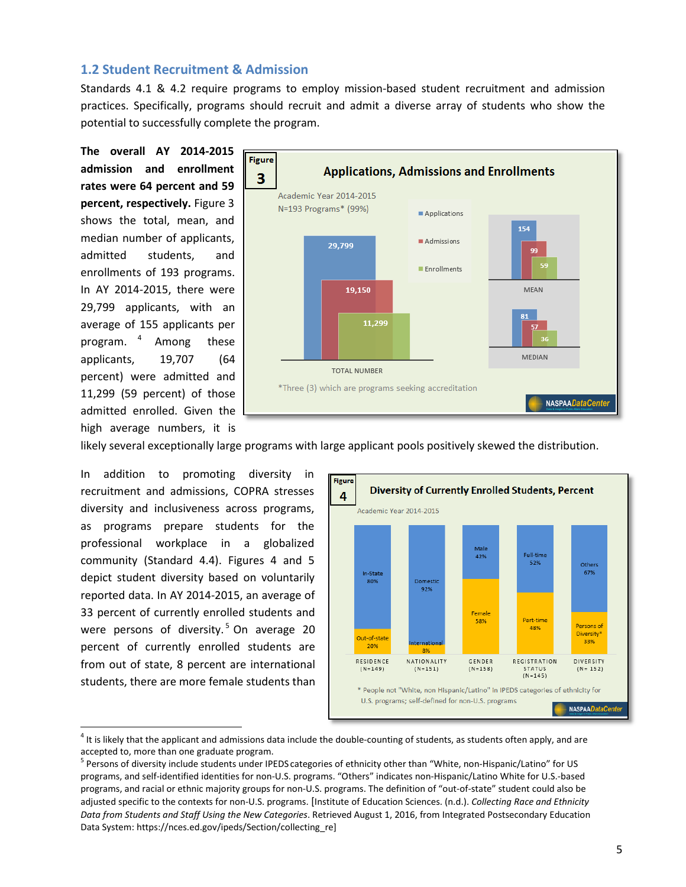## 1.2 Student Recruitment & Admission

Standards 4.1 & 4.2 require programs to employ mission-based student recruitment and admission practices. Specifically, programs should recruit and admit a diverse array of students who show the potential to successfully complete the program.

**The overall AY 2014-2015 admission and enrollment rates were 64 percent and 59 percent, respectively.** Figure 3 shows the total, mean, and median number of applicants, admitted students, and enrollments of 193 programs. In AY 2014-2015, there were 29,799 applicants, with an average of 155 applicants per program. [4] Among these applicants, 19,707 (64 percent) were admitted and 11,299 (59 percent) of those admitted enrolled. Given the high average numbers, it is likely several exceptionally large programs with large applicant pools positively skewed the distribution.

**Figure 3: Applications, Admissions and Enrollments**

Academic Year 2014-2015
N=193 Programs* (99%)

| | Applications | Admissions | Enrollments |
|---|---|---|---|
| Total Number | 29,799 | 19,150 | 11,299 |
| Mean | 154 | 99 | 59 |
| Median | 81 | 57 | 36 |

*Three (3) which are programs seeking accreditation

In addition to promoting diversity in recruitment and admissions, COPRA stresses diversity and inclusiveness across programs, as programs prepare students for the professional workplace in a globalized community (Standard 4.4). Figures 4 and 5 depict student diversity based on voluntarily reported data. In AY 2014-2015, an average of 33 percent of currently enrolled students and were persons of diversity. [5] On average 20 percent of currently enrolled students are from out of state, 8 percent are international students, there are more female students than

**Figure 4: Diversity of Currently Enrolled Students, Percent**

Academic Year 2014-2015

| Category | | |
|---|---|---|
| Residence (N=149) | In-State 80% | Out-of-state 20% |
| Nationality (N=151) | Domestic 92% | International 8% |
| Gender (N=158) | Male 42% | Female 58% |
| Registration Status (N=145) | Full-time 52% | Part-time 48% |
| Diversity (N= 152) | Others 67% | Persons of Diversity* 33% |

* People not "White, non Hispanic/Latino" in IPEDS categories of ethnicity for U.S. programs; self-defined for non-U.S. programs

---

[4] It is likely that the applicant and admissions data include the double-counting of students, as students often apply, and are accepted to, more than one graduate program.

[5] Persons of diversity include students under IPEDS categories of ethnicity other than "White, non-Hispanic/Latino" for US programs, and self-identified identities for non-U.S. programs. "Others" indicates non-Hispanic/Latino White for U.S.-based programs, and racial or ethnic majority groups for non-U.S. programs. The definition of "out-of-state" student could also be adjusted specific to the contexts for non-U.S. programs. [Institute of Education Sciences. (n.d.). *Collecting Race and Ethnicity Data from Students and Staff Using the New Categories*. Retrieved August 1, 2016, from Integrated Postsecondary Education Data System: https://nces.ed.gov/ipeds/Section/collecting_re]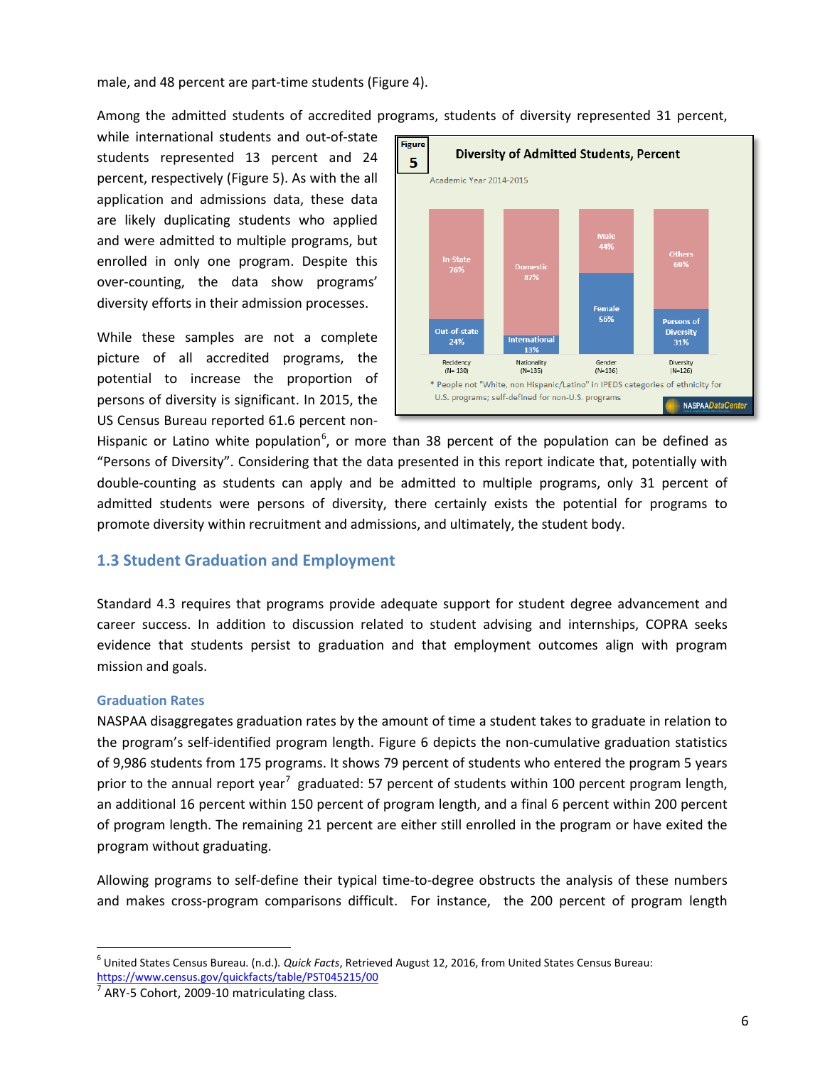male, and 48 percent are part-time students (Figure 4).

Among the admitted students of accredited programs, students of diversity represented 31 percent, while international students and out-of-state students represented 13 percent and 24 percent, respectively (Figure 5). As with the all application and admissions data, these data are likely duplicating students who applied and were admitted to multiple programs, but enrolled in only one program. Despite this over-counting, the data show programs' diversity efforts in their admission processes.

**Figure 5: Diversity of Admitted Students, Percent**

Academic Year 2014-2015

| | Recidency (N= 130) | Nationality (N=135) | Gender (N=136) | Diversity (N=126) |
|---|---|---|---|---|
| | In-State 76% | Domestic 87% | Male 44% | Others 69% |
| | Out-of-state 24% | International 13% | Female 56% | Persons of Diversity 31% |

* People not "White, non Hispanic/Latino" in IPEDS categories of ethnicity for U.S. programs; self-defined for non-U.S. programs

NASPAA DataCenter

While these samples are not a complete picture of all accredited programs, the potential to increase the proportion of persons of diversity is significant. In 2015, the US Census Bureau reported 61.6 percent non-Hispanic or Latino white population[6], or more than 38 percent of the population can be defined as "Persons of Diversity". Considering that the data presented in this report indicate that, potentially with double-counting as students can apply and be admitted to multiple programs, only 31 percent of admitted students were persons of diversity, there certainly exists the potential for programs to promote diversity within recruitment and admissions, and ultimately, the student body.

## 1.3 Student Graduation and Employment

Standard 4.3 requires that programs provide adequate support for student degree advancement and career success. In addition to discussion related to student advising and internships, COPRA seeks evidence that students persist to graduation and that employment outcomes align with program mission and goals.

### Graduation Rates

NASPAA disaggregates graduation rates by the amount of time a student takes to graduate in relation to the program's self-identified program length. Figure 6 depicts the non-cumulative graduation statistics of 9,986 students from 175 programs. It shows 79 percent of students who entered the program 5 years prior to the annual report year[7] graduated: 57 percent of students within 100 percent program length, an additional 16 percent within 150 percent of program length, and a final 6 percent within 200 percent of program length. The remaining 21 percent are either still enrolled in the program or have exited the program without graduating.

Allowing programs to self-define their typical time-to-degree obstructs the analysis of these numbers and makes cross-program comparisons difficult. For instance, the 200 percent of program length

---

[6] United States Census Bureau. (n.d.). *Quick Facts*, Retrieved August 12, 2016, from United States Census Bureau: https://www.census.gov/quickfacts/table/PST045215/00

[7] ARY-5 Cohort, 2009-10 matriculating class.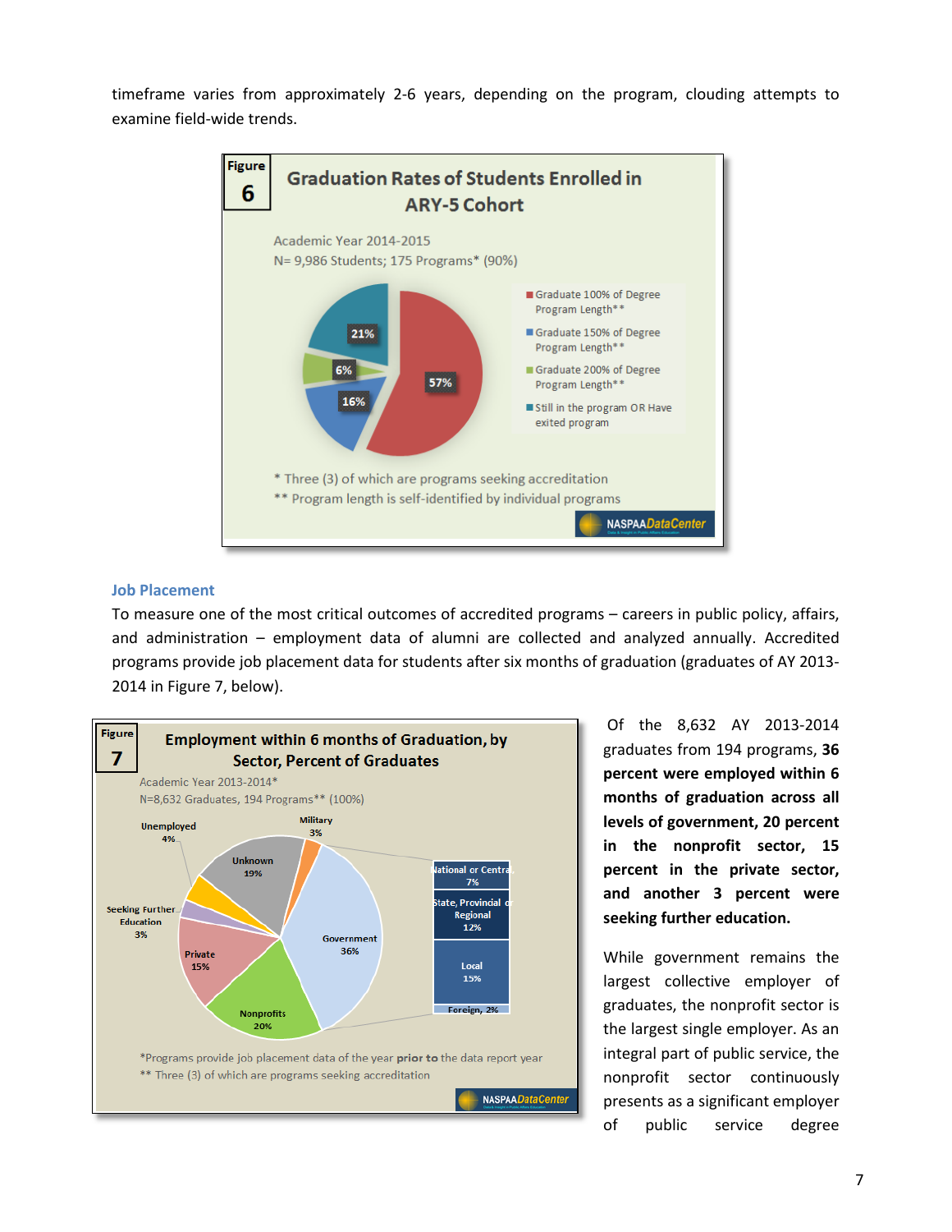timeframe varies from approximately 2-6 years, depending on the program, clouding attempts to examine field-wide trends.

**Figure 6**

**Graduation Rates of Students Enrolled in ARY-5 Cohort**

Academic Year 2014-2015
N= 9,986 Students; 175 Programs* (90%)

| Category | Percent |
|---|---|
| Graduate 100% of Degree Program Length** | 57% |
| Graduate 150% of Degree Program Length** | 16% |
| Graduate 200% of Degree Program Length** | 6% |
| Still in the program OR Have exited program | 21% |

\* Three (3) of which are programs seeking accreditation
\*\* Program length is self-identified by individual programs

NASPAA DataCenter

## Job Placement

To measure one of the most critical outcomes of accredited programs – careers in public policy, affairs, and administration – employment data of alumni are collected and analyzed annually. Accredited programs provide job placement data for students after six months of graduation (graduates of AY 2013-2014 in Figure 7, below).

**Figure 7**

**Employment within 6 months of Graduation, by Sector, Percent of Graduates**

Academic Year 2013-2014*
N=8,632 Graduates, 194 Programs** (100%)

| Sector | Percent |
|---|---|
| Government | 36% |
| National or Central | 7% |
| State, Provincial or Regional | 12% |
| Local | 15% |
| Foreign | 2% |
| Nonprofits | 20% |
| Private | 15% |
| Seeking Further Education | 3% |
| Unemployed | 4% |
| Unknown | 19% |
| Military | 3% |

\*Programs provide job placement data of the year **prior to** the data report year
\*\* Three (3) of which are programs seeking accreditation

NASPAA DataCenter

Of the 8,632 AY 2013-2014 graduates from 194 programs, **36 percent were employed within 6 months of graduation across all levels of government, 20 percent in the nonprofit sector, 15 percent in the private sector, and another 3 percent were seeking further education.**

While government remains the largest collective employer of graduates, the nonprofit sector is the largest single employer. As an integral part of public service, the nonprofit sector continuously presents as a significant employer of public service degree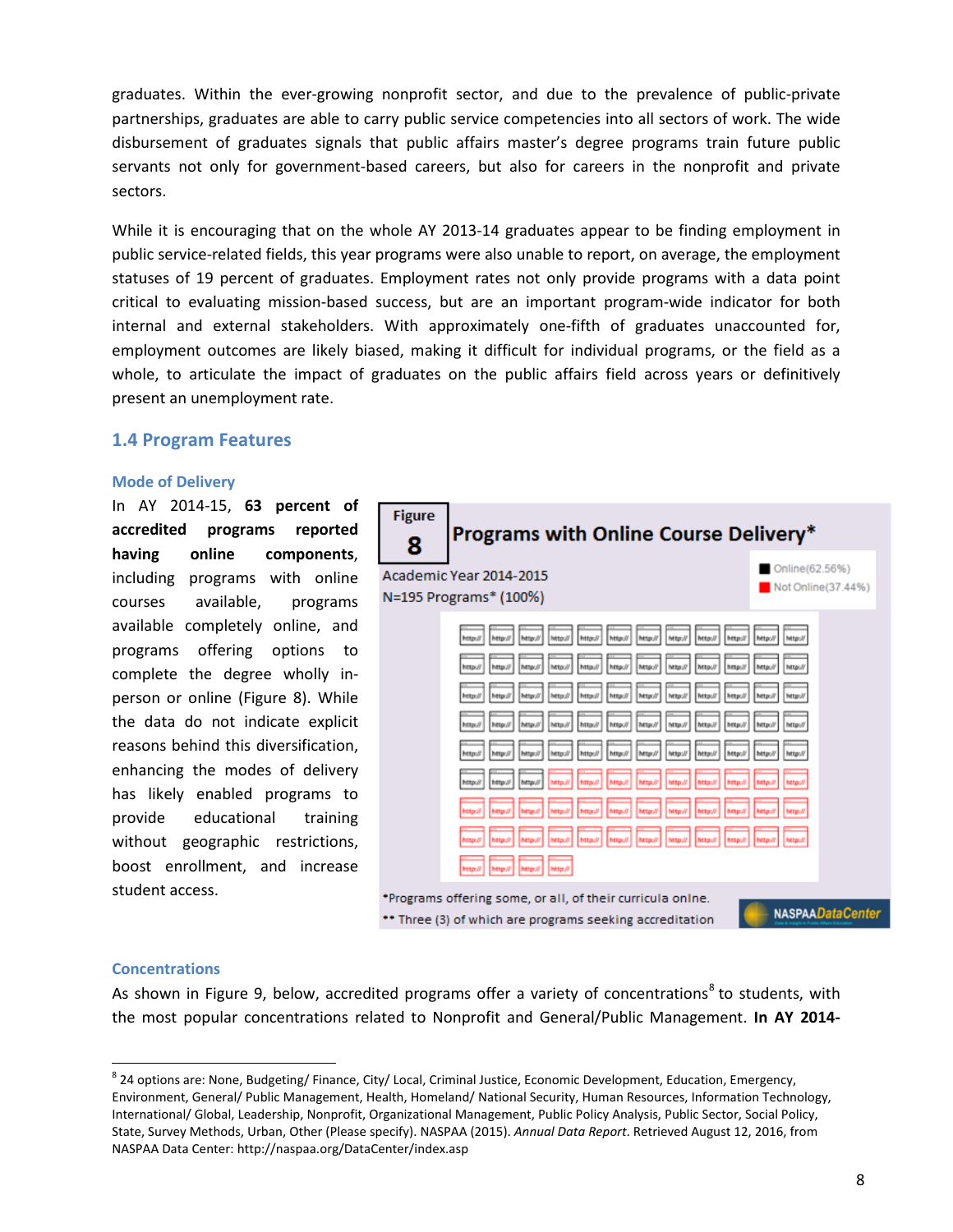graduates. Within the ever-growing nonprofit sector, and due to the prevalence of public-private partnerships, graduates are able to carry public service competencies into all sectors of work. The wide disbursement of graduates signals that public affairs master's degree programs train future public servants not only for government-based careers, but also for careers in the nonprofit and private sectors.

While it is encouraging that on the whole AY 2013-14 graduates appear to be finding employment in public service-related fields, this year programs were also unable to report, on average, the employment statuses of 19 percent of graduates. Employment rates not only provide programs with a data point critical to evaluating mission-based success, but are an important program-wide indicator for both internal and external stakeholders. With approximately one-fifth of graduates unaccounted for, employment outcomes are likely biased, making it difficult for individual programs, or the field as a whole, to articulate the impact of graduates on the public affairs field across years or definitively present an unemployment rate.

## 1.4 Program Features

### Mode of Delivery

In AY 2014-15, **63 percent of accredited programs reported having online components**, including programs with online courses available, programs available completely online, and programs offering options to complete the degree wholly in-person or online (Figure 8). While the data do not indicate explicit reasons behind this diversification, enhancing the modes of delivery has likely enabled programs to provide educational training without geographic restrictions, boost enrollment, and increase student access.

**Figure 8** **Programs with Online Course Delivery***

Academic Year 2014-2015
N=195 Programs* (100%)

Online(62.56%)
Not Online(37.44%)

*Programs offering some, or all, of their curricula online.
** Three (3) of which are programs seeking accreditation

NASPAA DataCenter

### Concentrations

As shown in Figure 9, below, accredited programs offer a variety of concentrations[8] to students, with the most popular concentrations related to Nonprofit and General/Public Management. **In AY 2014-**

---

[8] 24 options are: None, Budgeting/ Finance, City/ Local, Criminal Justice, Economic Development, Education, Emergency, Environment, General/ Public Management, Health, Homeland/ National Security, Human Resources, Information Technology, International/ Global, Leadership, Nonprofit, Organizational Management, Public Policy Analysis, Public Sector, Social Policy, State, Survey Methods, Urban, Other (Please specify). NASPAA (2015). *Annual Data Report*. Retrieved August 12, 2016, from NASPAA Data Center: http://naspaa.org/DataCenter/index.asp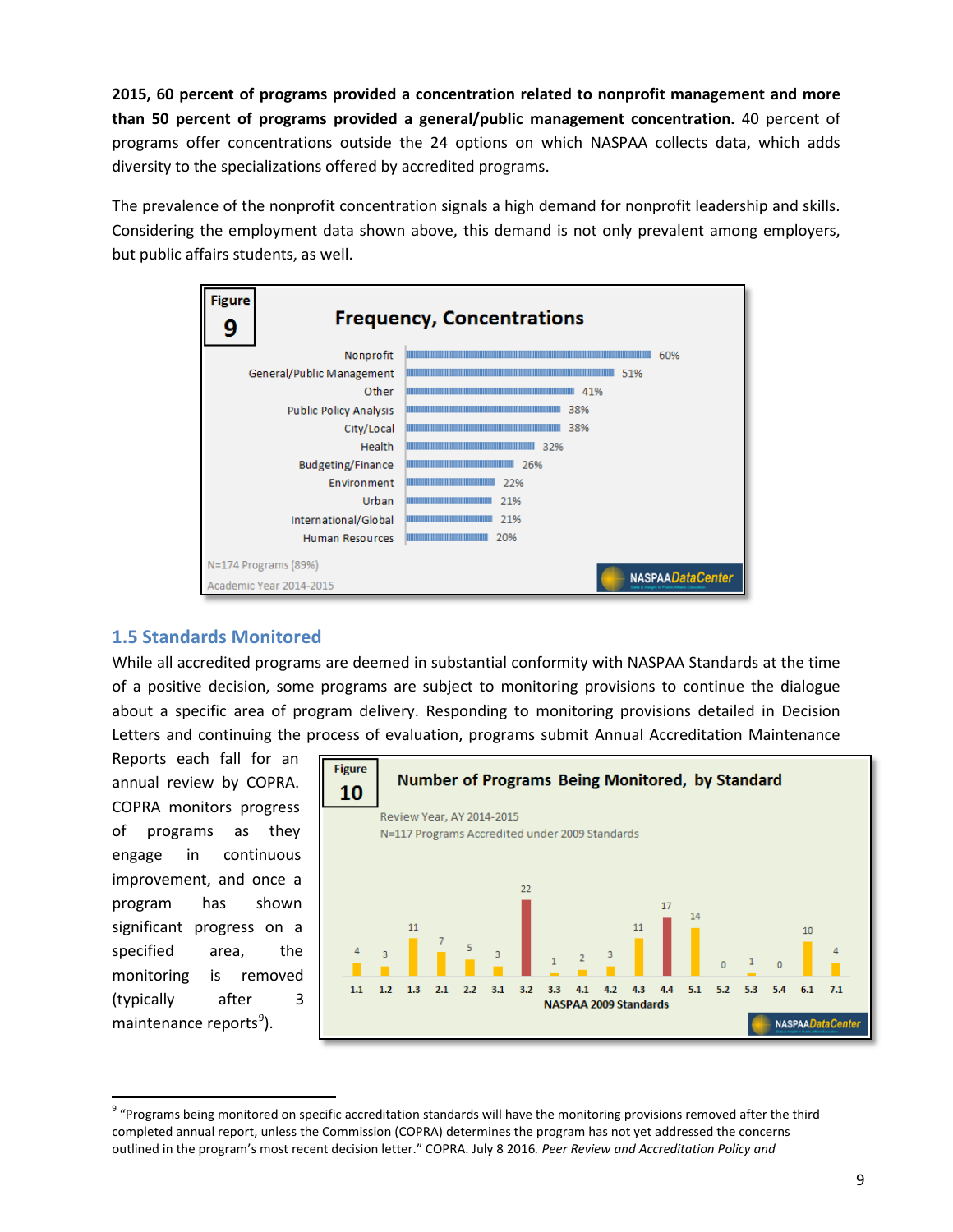**2015, 60 percent of programs provided a concentration related to nonprofit management and more than 50 percent of programs provided a general/public management concentration.** 40 percent of programs offer concentrations outside the 24 options on which NASPAA collects data, which adds diversity to the specializations offered by accredited programs.

The prevalence of the nonprofit concentration signals a high demand for nonprofit leadership and skills. Considering the employment data shown above, this demand is not only prevalent among employers, but public affairs students, as well.

**Figure 9**

**Frequency, Concentrations**

| Concentration | Percent |
|---|---|
| Nonprofit | 60% |
| General/Public Management | 51% |
| Other | 41% |
| Public Policy Analysis | 38% |
| City/Local | 38% |
| Health | 32% |
| Budgeting/Finance | 26% |
| Environment | 22% |
| Urban | 21% |
| International/Global | 21% |
| Human Resources | 20% |

N=174 Programs (89%)

Academic Year 2014-2015

NASPAA DataCenter

## 1.5 Standards Monitored

While all accredited programs are deemed in substantial conformity with NASPAA Standards at the time of a positive decision, some programs are subject to monitoring provisions to continue the dialogue about a specific area of program delivery. Responding to monitoring provisions detailed in Decision Letters and continuing the process of evaluation, programs submit Annual Accreditation Maintenance Reports each fall for an annual review by COPRA. COPRA monitors progress of programs as they engage in continuous improvement, and once a program has shown significant progress on a specified area, the monitoring is removed (typically after 3 maintenance reports[9]).

**Figure 10**

**Number of Programs Being Monitored, by Standard**

Review Year, AY 2014-2015

N=117 Programs Accredited under 2009 Standards

| NASPAA 2009 Standards | 1.1 | 1.2 | 1.3 | 2.1 | 2.2 | 3.1 | 3.2 | 3.3 | 4.1 | 4.2 | 4.3 | 4.4 | 5.1 | 5.2 | 5.3 | 5.4 | 6.1 | 7.1 |
|---|---|---|---|---|---|---|---|---|---|---|---|---|---|---|---|---|---|---|
| Number of Programs | 4 | 3 | 11 | 7 | 5 | 3 | 22 | 1 | 2 | 3 | 11 | 17 | 14 | 0 | 1 | 0 | 10 | 4 |

NASPAA DataCenter

---

[9] "Programs being monitored on specific accreditation standards will have the monitoring provisions removed after the third completed annual report, unless the Commission (COPRA) determines the program has not yet addressed the concerns outlined in the program's most recent decision letter." COPRA. July 8 2016. *Peer Review and Accreditation Policy and*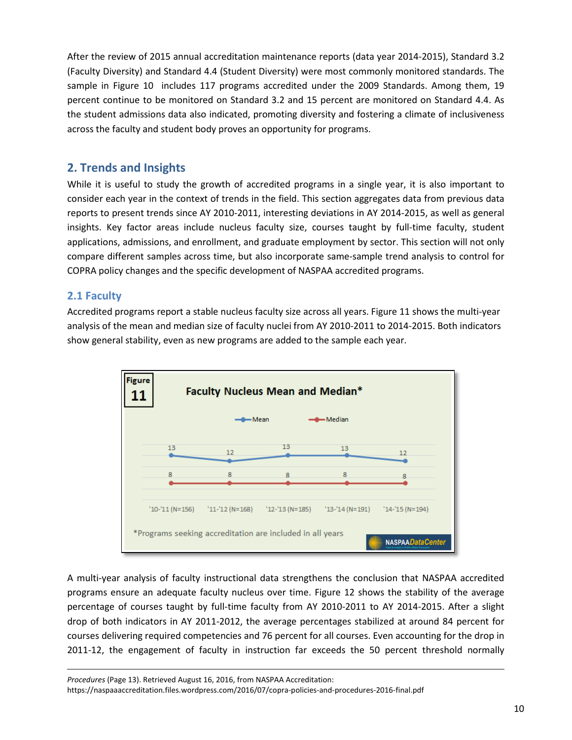After the review of 2015 annual accreditation maintenance reports (data year 2014-2015), Standard 3.2 (Faculty Diversity) and Standard 4.4 (Student Diversity) were most commonly monitored standards. The sample in Figure 10 includes 117 programs accredited under the 2009 Standards. Among them, 19 percent continue to be monitored on Standard 3.2 and 15 percent are monitored on Standard 4.4. As the student admissions data also indicated, promoting diversity and fostering a climate of inclusiveness across the faculty and student body proves an opportunity for programs.

## 2. Trends and Insights

While it is useful to study the growth of accredited programs in a single year, it is also important to consider each year in the context of trends in the field. This section aggregates data from previous data reports to present trends since AY 2010-2011, interesting deviations in AY 2014-2015, as well as general insights. Key factor areas include nucleus faculty size, courses taught by full-time faculty, student applications, admissions, and enrollment, and graduate employment by sector. This section will not only compare different samples across time, but also incorporate same-sample trend analysis to control for COPRA policy changes and the specific development of NASPAA accredited programs.

### 2.1 Faculty

Accredited programs report a stable nucleus faculty size across all years. Figure 11 shows the multi-year analysis of the mean and median size of faculty nuclei from AY 2010-2011 to 2014-2015. Both indicators show general stability, even as new programs are added to the sample each year.

**Figure 11** — Faculty Nucleus Mean and Median*

| | '10-'11 (N=156) | '11-'12 (N=168) | '12-'13 (N=185) | '13-'14 (N=191) | '14-'15 (N=194) |
|---|---|---|---|---|---|
| Mean | 13 | 12 | 13 | 13 | 12 |
| Median | 8 | 8 | 8 | 8 | 8 |

*Programs seeking accreditation are included in all years

A multi-year analysis of faculty instructional data strengthens the conclusion that NASPAA accredited programs ensure an adequate faculty nucleus over time. Figure 12 shows the stability of the average percentage of courses taught by full-time faculty from AY 2010-2011 to AY 2014-2015. After a slight drop of both indicators in AY 2011-2012, the average percentages stabilized at around 84 percent for courses delivering required competencies and 76 percent for all courses. Even accounting for the drop in 2011-12, the engagement of faculty in instruction far exceeds the 50 percent threshold normally

---

*Procedures* (Page 13). Retrieved August 16, 2016, from NASPAA Accreditation: https://naspaaaccreditation.files.wordpress.com/2016/07/copra-policies-and-procedures-2016-final.pdf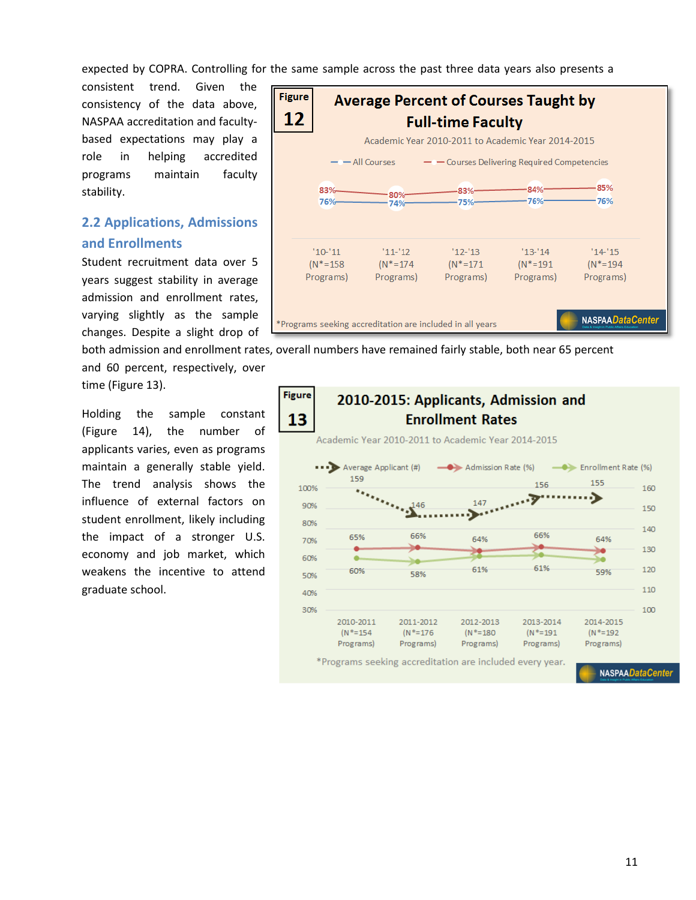expected by COPRA. Controlling for the same sample across the past three data years also presents a consistent trend. Given the consistency of the data above, NASPAA accreditation and faculty-based expectations may play a role in helping accredited programs maintain faculty stability.

**Figure 12: Average Percent of Courses Taught by Full-time Faculty**

Academic Year 2010-2011 to Academic Year 2014-2015

| | '10-'11 (N*=158 Programs) | '11-'12 (N*=174 Programs) | '12-'13 (N*=171 Programs) | '13-'14 (N*=191 Programs) | '14-'15 (N*=194 Programs) |
|---|---|---|---|---|---|
| All Courses | 76% | 74% | 75% | 76% | 76% |
| Courses Delivering Required Competencies | 83% | 80% | 83% | 84% | 85% |

*Programs seeking accreditation are included in all years

## 2.2 Applications, Admissions and Enrollments

Student recruitment data over 5 years suggest stability in average admission and enrollment rates, varying slightly as the sample changes. Despite a slight drop of both admission and enrollment rates, overall numbers have remained fairly stable, both near 65 percent and 60 percent, respectively, over time (Figure 13).

Holding the sample constant (Figure 14), the number of applicants varies, even as programs maintain a generally stable yield. The trend analysis shows the influence of external factors on student enrollment, likely including the impact of a stronger U.S. economy and job market, which weakens the incentive to attend graduate school.

**Figure 13: 2010-2015: Applicants, Admission and Enrollment Rates**

Academic Year 2010-2011 to Academic Year 2014-2015

| | 2010-2011 (N*=154 Programs) | 2011-2012 (N*=176 Programs) | 2012-2013 (N*=180 Programs) | 2013-2014 (N*=191 Programs) | 2014-2015 (N*=192 Programs) |
|---|---|---|---|---|---|
| Average Applicant (#) | 159 | 146 | 147 | 156 | 155 |
| Admission Rate (%) | 65% | 66% | 64% | 66% | 64% |
| Enrollment Rate (%) | 60% | 58% | 61% | 61% | 59% |

*Programs seeking accreditation are included every year.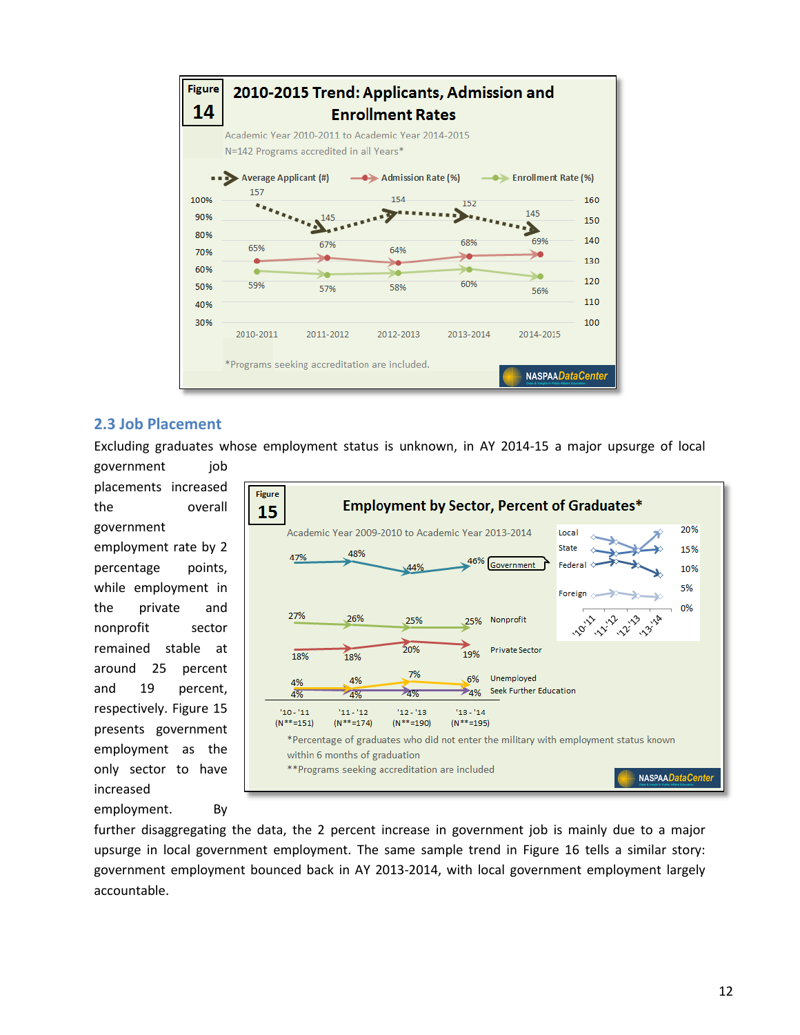**Figure 14**

**2010-2015 Trend: Applicants, Admission and Enrollment Rates**

Academic Year 2010-2011 to Academic Year 2014-2015

N=142 Programs accredited in all Years*

| | 2010-2011 | 2011-2012 | 2012-2013 | 2013-2014 | 2014-2015 |
|---|---|---|---|---|---|
| Average Applicant (#) | 157 | 145 | 154 | 152 | 145 |
| Admission Rate (%) | 65% | 67% | 64% | 68% | 69% |
| Enrollment Rate (%) | 59% | 57% | 58% | 60% | 56% |

*Programs seeking accreditation are included.

## 2.3 Job Placement

Excluding graduates whose employment status is unknown, in AY 2014-15 a major upsurge of local government job placements increased the overall government employment rate by 2 percentage points, while employment in the private and nonprofit sector remained stable at around 25 percent and 19 percent, respectively. Figure 15 presents government employment as the only sector to have increased employment. By further disaggregating the data, the 2 percent increase in government job is mainly due to a major upsurge in local government employment. The same sample trend in Figure 16 tells a similar story: government employment bounced back in AY 2013-2014, with local government employment largely accountable.

**Figure 15**

**Employment by Sector, Percent of Graduates***

Academic Year 2009-2010 to Academic Year 2013-2014

| | '10 - '11 (N**=151) | '11 - '12 (N**=174) | '12 - '13 (N**=190) | '13 - '14 (N**=195) |
|---|---|---|---|---|
| Government | 47% | 48% | 44% | 46% |
| Nonprofit | 27% | 26% | 25% | 25% |
| Private Sector | 18% | 18% | 20% | 19% |
| Unemployed | 4% | 4% | 7% | 6% |
| Seek Further Education | 4% | 4% | 4% | 4% |

*Percentage of graduates who did not enter the military with employment status known within 6 months of graduation

**Programs seeking accreditation are included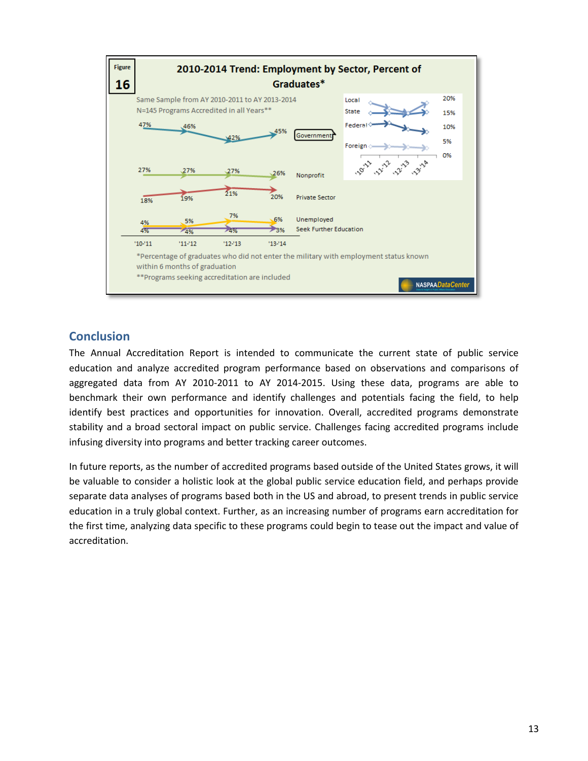Figure 16

2010-2014 Trend: Employment by Sector, Percent of Graduates*

Same Sample from AY 2010-2011 to AY 2013-2014
N=145 Programs Accredited in all Years**

47%
46%
42%
45%
Government

27%
27%
27%
26%
Nonprofit

18%
19%
21%
20%
Private Sector

4%
5%
7%
6%
Unemployed

4%
4%
4%
3%
Seek Further Education

'10-'11
'11-'12
'12-'13
'13-'14

Local
State
Federal
Foreign
20%
15%
10%
5%
0%
'10-'11
'11-'12
'12-'13
'13-'14

*Percentage of graduates who did not enter the military with employment status known within 6 months of graduation
**Programs seeking accreditation are included

NASPAA DataCenter

## Conclusion

The Annual Accreditation Report is intended to communicate the current state of public service education and analyze accredited program performance based on observations and comparisons of aggregated data from AY 2010-2011 to AY 2014-2015. Using these data, programs are able to benchmark their own performance and identify challenges and potentials facing the field, to help identify best practices and opportunities for innovation. Overall, accredited programs demonstrate stability and a broad sectoral impact on public service. Challenges facing accredited programs include infusing diversity into programs and better tracking career outcomes.

In future reports, as the number of accredited programs based outside of the United States grows, it will be valuable to consider a holistic look at the global public service education field, and perhaps provide separate data analyses of programs based both in the US and abroad, to present trends in public service education in a truly global context. Further, as an increasing number of programs earn accreditation for the first time, analyzing data specific to these programs could begin to tease out the impact and value of accreditation.